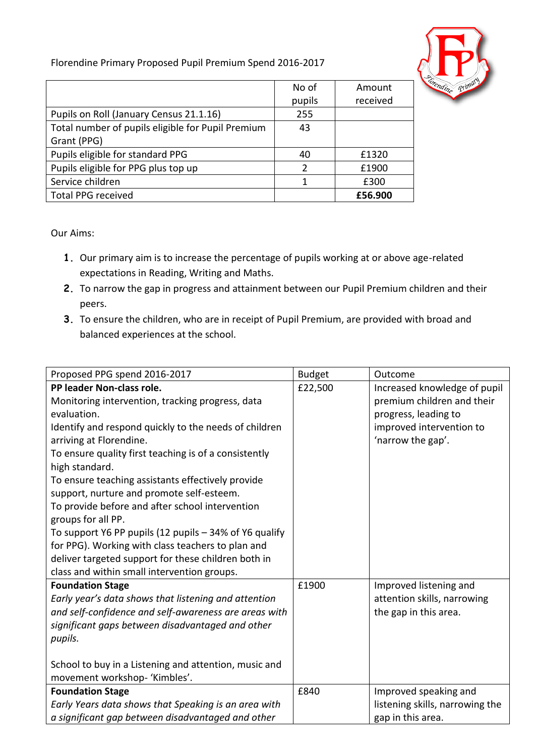Florendine Primary Proposed Pupil Premium Spend 2016-2017

| | No of pupils | Amount received |
|---|---|---|
| Pupils on Roll (January Census 21.1.16) | 255 | |
| Total number of pupils eligible for Pupil Premium Grant (PPG) | 43 | |
| Pupils eligible for standard PPG | 40 | £1320 |
| Pupils eligible for PPG plus top up | 2 | £1900 |
| Service children | 1 | £300 |
| Total PPG received | | **£56.900** |

Our Aims:

1. Our primary aim is to increase the percentage of pupils working at or above age-related expectations in Reading, Writing and Maths.
2. To narrow the gap in progress and attainment between our Pupil Premium children and their peers.
3. To ensure the children, who are in receipt of Pupil Premium, are provided with broad and balanced experiences at the school.

| Proposed PPG spend 2016-2017 | Budget | Outcome |
|---|---|---|
| **PP leader Non-class role.**<br>Monitoring intervention, tracking progress, data evaluation.<br>Identify and respond quickly to the needs of children arriving at Florendine.<br>To ensure quality first teaching is of a consistently high standard.<br>To ensure teaching assistants effectively provide support, nurture and promote self-esteem.<br>To provide before and after school intervention groups for all PP.<br>To support Y6 PP pupils (12 pupils – 34% of Y6 qualify for PPG). Working with class teachers to plan and deliver targeted support for these children both in class and within small intervention groups. | £22,500 | Increased knowledge of pupil premium children and their progress, leading to improved intervention to 'narrow the gap'. |
| **Foundation Stage**<br>*Early year's data shows that listening and attention and self-confidence and self-awareness are areas with significant gaps between disadvantaged and other pupils.*<br><br>School to buy in a Listening and attention, music and movement workshop- 'Kimbles'. | £1900 | Improved listening and attention skills, narrowing the gap in this area. |
| **Foundation Stage**<br>*Early Years data shows that Speaking is an area with a significant gap between disadvantaged and other* | £840 | Improved speaking and listening skills, narrowing the gap in this area. |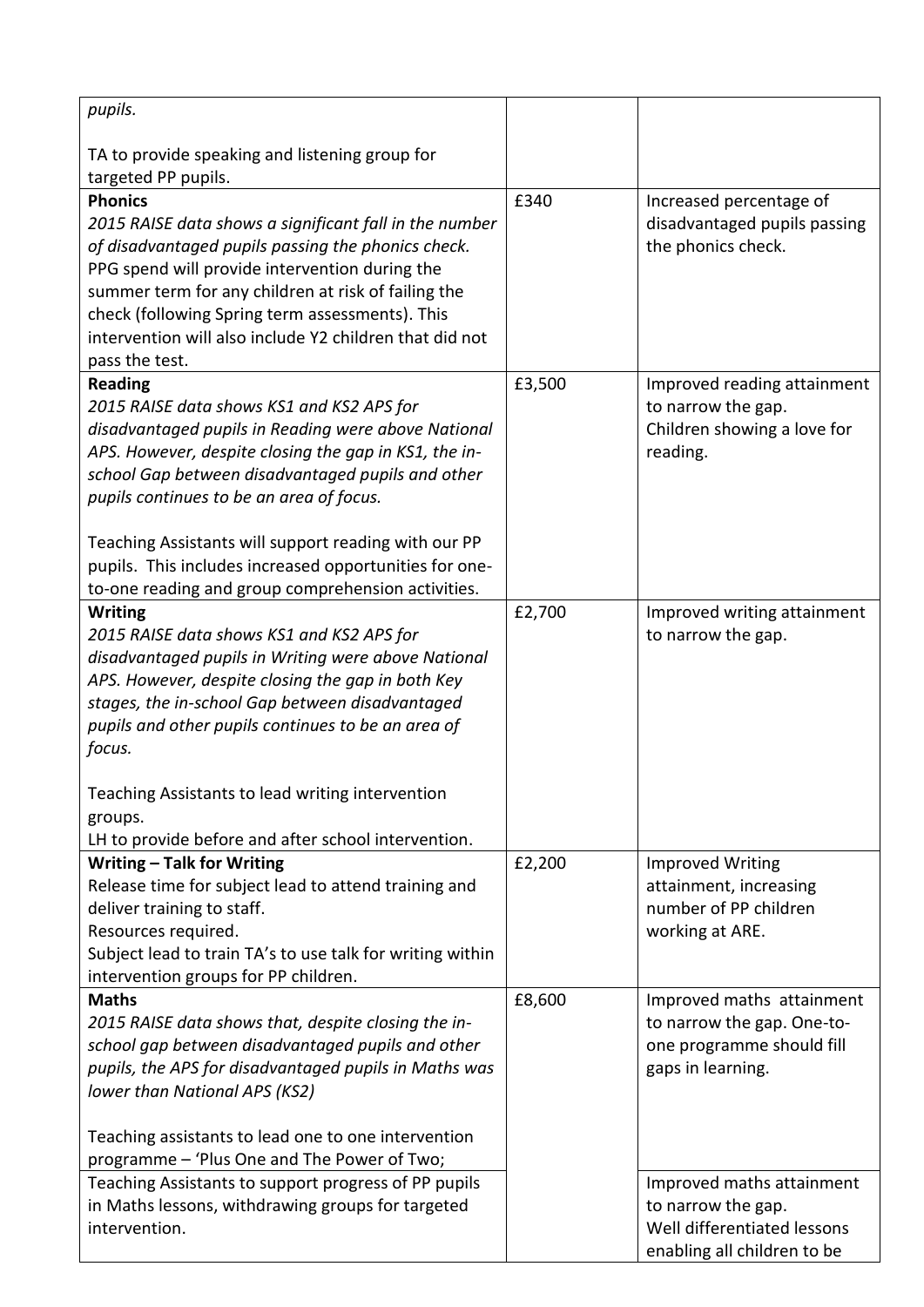| | | |
|---|---|---|
| *pupils.*<br><br>TA to provide speaking and listening group for targeted PP pupils. | | |
| **Phonics**<br>*2015 RAISE data shows a significant fall in the number of disadvantaged pupils passing the phonics check.* PPG spend will provide intervention during the summer term for any children at risk of failing the check (following Spring term assessments). This intervention will also include Y2 children that did not pass the test. | £340 | Increased percentage of disadvantaged pupils passing the phonics check. |
| **Reading**<br>*2015 RAISE data shows KS1 and KS2 APS for disadvantaged pupils in Reading were above National APS. However, despite closing the gap in KS1, the in-school Gap between disadvantaged pupils and other pupils continues to be an area of focus.*<br><br>Teaching Assistants will support reading with our PP pupils. This includes increased opportunities for one-to-one reading and group comprehension activities. | £3,500 | Improved reading attainment to narrow the gap.<br>Children showing a love for reading. |
| **Writing**<br>*2015 RAISE data shows KS1 and KS2 APS for disadvantaged pupils in Writing were above National APS. However, despite closing the gap in both Key stages, the in-school Gap between disadvantaged pupils and other pupils continues to be an area of focus.*<br><br>Teaching Assistants to lead writing intervention groups.<br>LH to provide before and after school intervention. | £2,700 | Improved writing attainment to narrow the gap. |
| **Writing – Talk for Writing**<br>Release time for subject lead to attend training and deliver training to staff.<br>Resources required.<br>Subject lead to train TA's to use talk for writing within intervention groups for PP children. | £2,200 | Improved Writing attainment, increasing number of PP children working at ARE. |
| **Maths**<br>*2015 RAISE data shows that, despite closing the in-school gap between disadvantaged pupils and other pupils, the APS for disadvantaged pupils in Maths was lower than National APS (KS2)*<br><br>Teaching assistants to lead one to one intervention programme – 'Plus One and The Power of Two; | £8,600 | Improved maths attainment to narrow the gap. One-to-one programme should fill gaps in learning. |
| Teaching Assistants to support progress of PP pupils in Maths lessons, withdrawing groups for targeted intervention. | | Improved maths attainment to narrow the gap.<br>Well differentiated lessons enabling all children to be |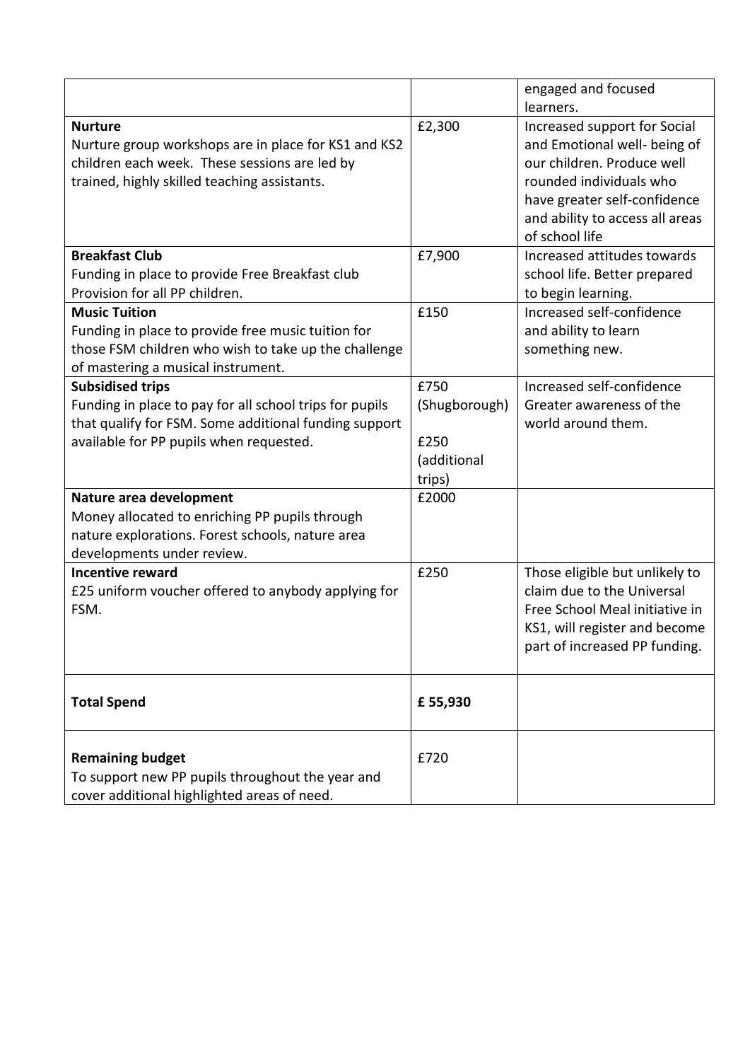| | | |
|---|---|---|
| | | engaged and focused learners. |
| **Nurture**<br>Nurture group workshops are in place for KS1 and KS2 children each week. These sessions are led by trained, highly skilled teaching assistants. | £2,300 | Increased support for Social and Emotional well- being of our children. Produce well rounded individuals who have greater self-confidence and ability to access all areas of school life |
| **Breakfast Club**<br>Funding in place to provide Free Breakfast club Provision for all PP children. | £7,900 | Increased attitudes towards school life. Better prepared to begin learning. |
| **Music Tuition**<br>Funding in place to provide free music tuition for those FSM children who wish to take up the challenge of mastering a musical instrument. | £150 | Increased self-confidence and ability to learn something new. |
| **Subsidised trips**<br>Funding in place to pay for all school trips for pupils that qualify for FSM. Some additional funding support available for PP pupils when requested. | £750 (Shugborough)<br><br>£250 (additional trips) | Increased self-confidence Greater awareness of the world around them. |
| **Nature area development**<br>Money allocated to enriching PP pupils through nature explorations. Forest schools, nature area developments under review. | £2000 | |
| **Incentive reward**<br>£25 uniform voucher offered to anybody applying for FSM. | £250 | Those eligible but unlikely to claim due to the Universal Free School Meal initiative in KS1, will register and become part of increased PP funding. |
| **Total Spend** | **£ 55,930** | |
| **Remaining budget**<br>To support new PP pupils throughout the year and cover additional highlighted areas of need. | £720 | |